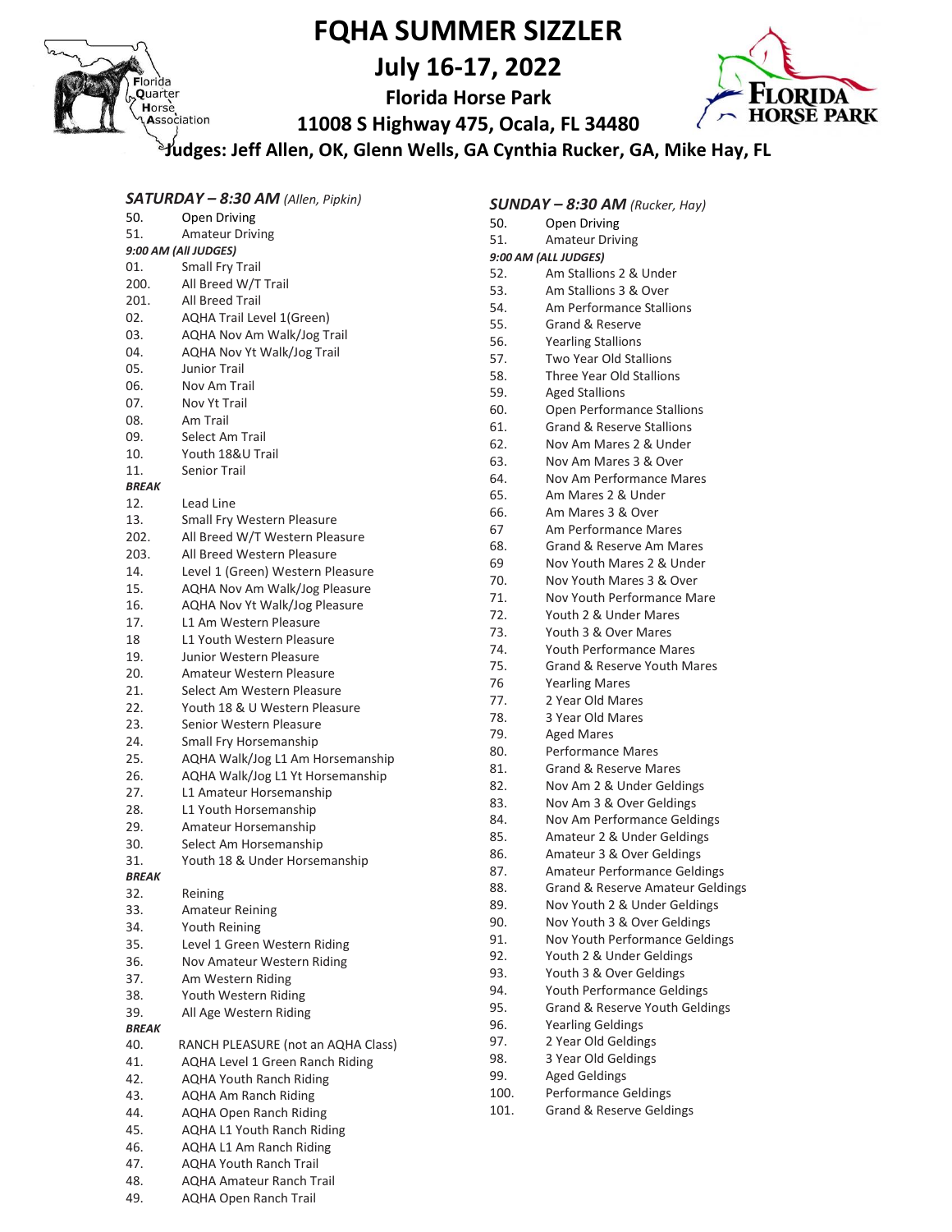# FQHA SUMMER SIZZLER

## July 16-17, 2022

### Florida Horse Park

### 11008 S Highway 475, Ocala, FL 34480

**Judges: Jeff Allen, OK, Glenn Wells, GA Cynthia Rucker, GA, Mike Hay, FL**

***SATURDAY – 8:30 AM** (Allen, Pipkin)*

50. Open Driving
51. Amateur Driving

***9:00 AM (All JUDGES)***

01. Small Fry Trail
200. All Breed W/T Trail
201. All Breed Trail
02. AQHA Trail Level 1(Green)
03. AQHA Nov Am Walk/Jog Trail
04. AQHA Nov Yt Walk/Jog Trail
05. Junior Trail
06. Nov Am Trail
07. Nov Yt Trail
08. Am Trail
09. Select Am Trail
10. Youth 18&U Trail
11. Senior Trail

***BREAK***

12. Lead Line
13. Small Fry Western Pleasure
202. All Breed W/T Western Pleasure
203. All Breed Western Pleasure
14. Level 1 (Green) Western Pleasure
15. AQHA Nov Am Walk/Jog Pleasure
16. AQHA Nov Yt Walk/Jog Pleasure
17. L1 Am Western Pleasure
18 L1 Youth Western Pleasure
19. Junior Western Pleasure
20. Amateur Western Pleasure
21. Select Am Western Pleasure
22. Youth 18 & U Western Pleasure
23. Senior Western Pleasure
24. Small Fry Horsemanship
25. AQHA Walk/Jog L1 Am Horsemanship
26. AQHA Walk/Jog L1 Yt Horsemanship
27. L1 Amateur Horsemanship
28. L1 Youth Horsemanship
29. Amateur Horsemanship
30. Select Am Horsemanship
31. Youth 18 & Under Horsemanship

***BREAK***

32. Reining
33. Amateur Reining
34. Youth Reining
35. Level 1 Green Western Riding
36. Nov Amateur Western Riding
37. Am Western Riding
38. Youth Western Riding
39. All Age Western Riding

***BREAK***

40. RANCH PLEASURE (not an AQHA Class)
41. AQHA Level 1 Green Ranch Riding
42. AQHA Youth Ranch Riding
43. AQHA Am Ranch Riding
44. AQHA Open Ranch Riding
45. AQHA L1 Youth Ranch Riding
46. AQHA L1 Am Ranch Riding
47. AQHA Youth Ranch Trail
48. AQHA Amateur Ranch Trail
49. AQHA Open Ranch Trail

***SUNDAY – 8:30 AM** (Rucker, Hay)*

50. Open Driving
51. Amateur Driving

***9:00 AM (ALL JUDGES)***

52. Am Stallions 2 & Under
53. Am Stallions 3 & Over
54. Am Performance Stallions
55. Grand & Reserve
56. Yearling Stallions
57. Two Year Old Stallions
58. Three Year Old Stallions
59. Aged Stallions
60. Open Performance Stallions
61. Grand & Reserve Stallions
62. Nov Am Mares 2 & Under
63. Nov Am Mares 3 & Over
64. Nov Am Performance Mares
65. Am Mares 2 & Under
66. Am Mares 3 & Over
67 Am Performance Mares
68. Grand & Reserve Am Mares
69 Nov Youth Mares 2 & Under
70. Nov Youth Mares 3 & Over
71. Nov Youth Performance Mare
72. Youth 2 & Under Mares
73. Youth 3 & Over Mares
74. Youth Performance Mares
75. Grand & Reserve Youth Mares
76 Yearling Mares
77. 2 Year Old Mares
78. 3 Year Old Mares
79. Aged Mares
80. Performance Mares
81. Grand & Reserve Mares
82. Nov Am 2 & Under Geldings
83. Nov Am 3 & Over Geldings
84. Nov Am Performance Geldings
85. Amateur 2 & Under Geldings
86. Amateur 3 & Over Geldings
87. Amateur Performance Geldings
88. Grand & Reserve Amateur Geldings
89. Nov Youth 2 & Under Geldings
90. Nov Youth 3 & Over Geldings
91. Nov Youth Performance Geldings
92. Youth 2 & Under Geldings
93. Youth 3 & Over Geldings
94. Youth Performance Geldings
95. Grand & Reserve Youth Geldings
96. Yearling Geldings
97. 2 Year Old Geldings
98. 3 Year Old Geldings
99. Aged Geldings
100. Performance Geldings
101. Grand & Reserve Geldings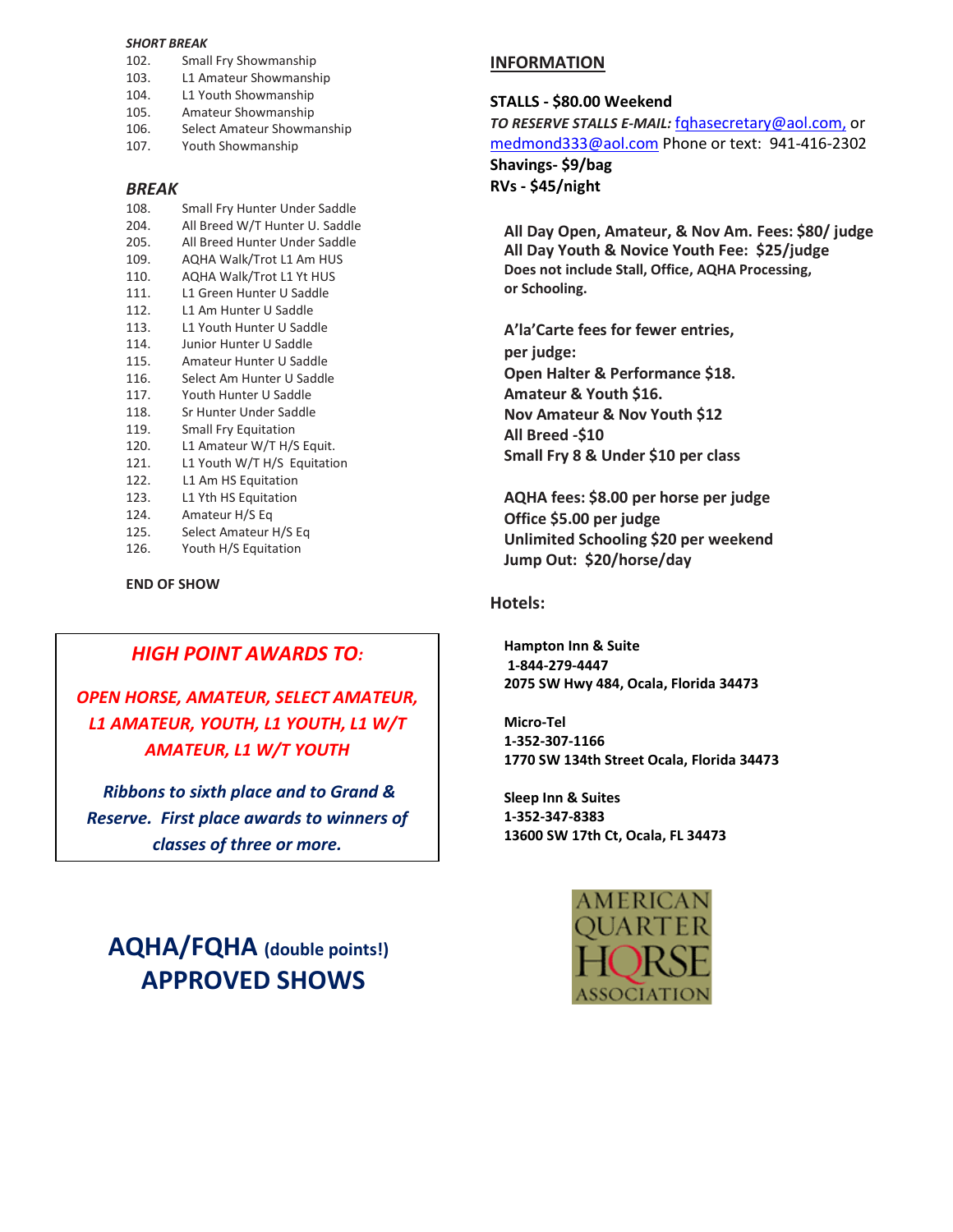*SHORT BREAK*

102. Small Fry Showmanship
103. L1 Amateur Showmanship
104. L1 Youth Showmanship
105. Amateur Showmanship
106. Select Amateur Showmanship
107. Youth Showmanship

### *BREAK*

108. Small Fry Hunter Under Saddle
204. All Breed W/T Hunter U. Saddle
205. All Breed Hunter Under Saddle
109. AQHA Walk/Trot L1 Am HUS
110. AQHA Walk/Trot L1 Yt HUS
111. L1 Green Hunter U Saddle
112. L1 Am Hunter U Saddle
113. L1 Youth Hunter U Saddle
114. Junior Hunter U Saddle
115. Amateur Hunter U Saddle
116. Select Am Hunter U Saddle
117. Youth Hunter U Saddle
118. Sr Hunter Under Saddle
119. Small Fry Equitation
120. L1 Amateur W/T H/S Equit.
121. L1 Youth W/T H/S Equitation
122. L1 Am HS Equitation
123. L1 Yth HS Equitation
124. Amateur H/S Eq
125. Select Amateur H/S Eq
126. Youth H/S Equitation

**END OF SHOW**

***HIGH POINT AWARDS TO:***

***OPEN HORSE, AMATEUR, SELECT AMATEUR, L1 AMATEUR, YOUTH, L1 YOUTH, L1 W/T AMATEUR, L1 W/T YOUTH***

***Ribbons to sixth place and to Grand & Reserve. First place awards to winners of classes of three or more.***

## AQHA/FQHA (double points!) APPROVED SHOWS

## INFORMATION

**STALLS - $80.00 Weekend**

***TO RESERVE STALLS E-MAIL:*** fqhasecretary@aol.com, or medmond333@aol.com Phone or text: 941-416-2302

**Shavings- $9/bag**

**RVs - $45/night**

**All Day Open, Amateur, & Nov Am. Fees: $80/ judge**
**All Day Youth & Novice Youth Fee: $25/judge**
**Does not include Stall, Office, AQHA Processing, or Schooling.**

**A'la'Carte fees for fewer entries, per judge:**
**Open Halter & Performance $18.**
**Amateur & Youth $16.**
**Nov Amateur & Nov Youth $12**
**All Breed -$10**
**Small Fry 8 & Under $10 per class**

**AQHA fees: $8.00 per horse per judge**
**Office $5.00 per judge**
**Unlimited Schooling $20 per weekend**
**Jump Out: $20/horse/day**

### Hotels:

**Hampton Inn & Suite**
**1-844-279-4447**
**2075 SW Hwy 484, Ocala, Florida 34473**

**Micro-Tel**
**1-352-307-1166**
**1770 SW 134th Street Ocala, Florida 34473**

**Sleep Inn & Suites**
**1-352-347-8383**
**13600 SW 17th Ct, Ocala, FL 34473**

AMERICAN QUARTER HORSE ASSOCIATION